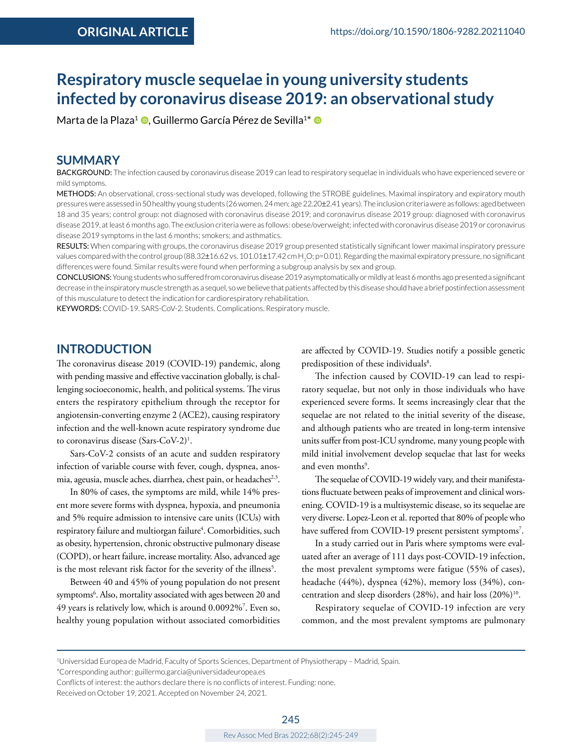ORIGINAL ARTICLE

https://doi.org/10.1590/1806-9282.20211040

# Respiratory muscle sequelae in young university students infected by coronavirus disease 2019: an observational study

Marta de la Plaza[1], Guillermo García Pérez de Sevilla[1]*

## SUMMARY

BACKGROUND: The infection caused by coronavirus disease 2019 can lead to respiratory sequelae in individuals who have experienced severe or mild symptoms.

METHODS: An observational, cross-sectional study was developed, following the STROBE guidelines. Maximal inspiratory and expiratory mouth pressures were assessed in 50 healthy young students (26 women, 24 men; age 22.20±2.41 years). The inclusion criteria were as follows: aged between 18 and 35 years; control group: not diagnosed with coronavirus disease 2019; and coronavirus disease 2019 group: diagnosed with coronavirus disease 2019, at least 6 months ago. The exclusion criteria were as follows: obese/overweight; infected with coronavirus disease 2019 or coronavirus disease 2019 symptoms in the last 6 months; smokers; and asthmatics.

RESULTS: When comparing with groups, the coronavirus disease 2019 group presented statistically significant lower maximal inspiratory pressure values compared with the control group (88.32±16.62 vs. 101.01±17.42 cm $H_2O$; p=0.01). Regarding the maximal expiratory pressure, no significant differences were found. Similar results were found when performing a subgroup analysis by sex and group.

CONCLUSIONS: Young students who suffered from coronavirus disease 2019 asymptomatically or mildly at least 6 months ago presented a significant decrease in the inspiratory muscle strength as a sequel, so we believe that patients affected by this disease should have a brief postinfection assessment of this musculature to detect the indication for cardiorespiratory rehabilitation.

KEYWORDS: COVID-19. SARS-CoV-2. Students. Complications. Respiratory muscle.

## INTRODUCTION

The coronavirus disease 2019 (COVID-19) pandemic, along with pending massive and effective vaccination globally, is challenging socioeconomic, health, and political systems. The virus enters the respiratory epithelium through the receptor for angiotensin-converting enzyme 2 (ACE2), causing respiratory infection and the well-known acute respiratory syndrome due to coronavirus disease (Sars-CoV-2)[1].

Sars-CoV-2 consists of an acute and sudden respiratory infection of variable course with fever, cough, dyspnea, anosmia, ageusia, muscle aches, diarrhea, chest pain, or headaches[2,3].

In 80% of cases, the symptoms are mild, while 14% present more severe forms with dyspnea, hypoxia, and pneumonia and 5% require admission to intensive care units (ICUs) with respiratory failure and multiorgan failure[4]. Comorbidities, such as obesity, hypertension, chronic obstructive pulmonary disease (COPD), or heart failure, increase mortality. Also, advanced age is the most relevant risk factor for the severity of the illness[5].

Between 40 and 45% of young population do not present symptoms[6]. Also, mortality associated with ages between 20 and 49 years is relatively low, which is around 0.0092%[7]. Even so, healthy young population without associated comorbidities are affected by COVID-19. Studies notify a possible genetic predisposition of these individuals[8].

The infection caused by COVID-19 can lead to respiratory sequelae, but not only in those individuals who have experienced severe forms. It seems increasingly clear that the sequelae are not related to the initial severity of the disease, and although patients who are treated in long-term intensive units suffer from post-ICU syndrome, many young people with mild initial involvement develop sequelae that last for weeks and even months[9].

The sequelae of COVID-19 widely vary, and their manifestations fluctuate between peaks of improvement and clinical worsening. COVID-19 is a multisystemic disease, so its sequelae are very diverse. Lopez-Leon et al. reported that 80% of people who have suffered from COVID-19 present persistent symptoms[7].

In a study carried out in Paris where symptoms were evaluated after an average of 111 days post-COVID-19 infection, the most prevalent symptoms were fatigue (55% of cases), headache (44%), dyspnea (42%), memory loss (34%), concentration and sleep disorders (28%), and hair loss (20%)[10].

Respiratory sequelae of COVID-19 infection are very common, and the most prevalent symptoms are pulmonary

---

[1]Universidad Europea de Madrid, Faculty of Sports Sciences, Department of Physiotherapy – Madrid, Spain.

*Corresponding author: guillermo.garcia@universidadeuropea.es

Conflicts of interest: the authors declare there is no conflicts of interest. Funding: none.

Received on October 19, 2021. Accepted on November 24, 2021.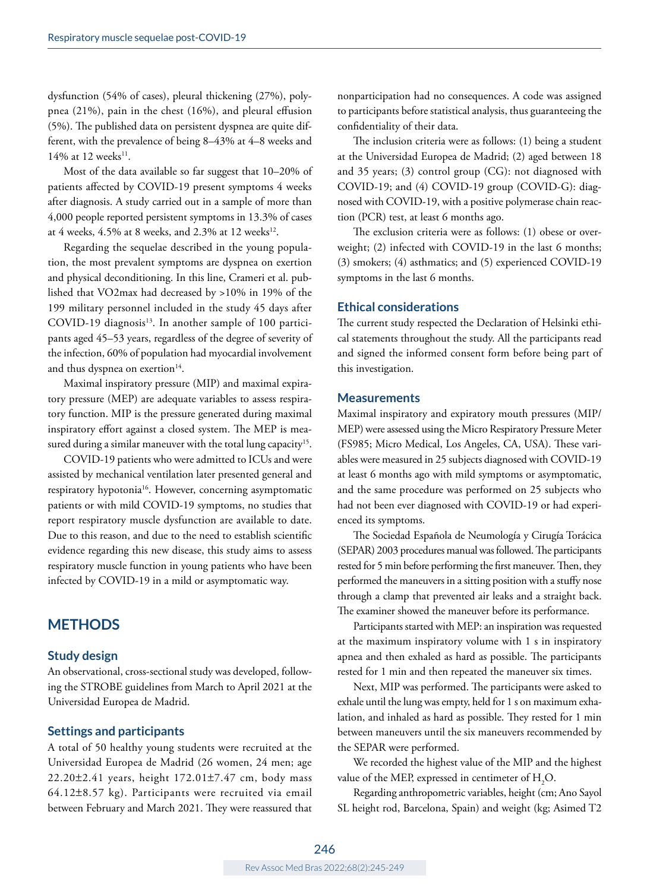dysfunction (54% of cases), pleural thickening (27%), polypnea (21%), pain in the chest (16%), and pleural effusion (5%). The published data on persistent dyspnea are quite different, with the prevalence of being 8–43% at 4–8 weeks and 14% at 12 weeks[11].

Most of the data available so far suggest that 10–20% of patients affected by COVID-19 present symptoms 4 weeks after diagnosis. A study carried out in a sample of more than 4,000 people reported persistent symptoms in 13.3% of cases at 4 weeks, 4.5% at 8 weeks, and 2.3% at 12 weeks[12].

Regarding the sequelae described in the young population, the most prevalent symptoms are dyspnea on exertion and physical deconditioning. In this line, Crameri et al. published that VO2max had decreased by >10% in 19% of the 199 military personnel included in the study 45 days after COVID-19 diagnosis[13]. In another sample of 100 participants aged 45–53 years, regardless of the degree of severity of the infection, 60% of population had myocardial involvement and thus dyspnea on exertion[14].

Maximal inspiratory pressure (MIP) and maximal expiratory pressure (MEP) are adequate variables to assess respiratory function. MIP is the pressure generated during maximal inspiratory effort against a closed system. The MEP is measured during a similar maneuver with the total lung capacity[15].

COVID-19 patients who were admitted to ICUs and were assisted by mechanical ventilation later presented general and respiratory hypotonia[16]. However, concerning asymptomatic patients or with mild COVID-19 symptoms, no studies that report respiratory muscle dysfunction are available to date. Due to this reason, and due to the need to establish scientific evidence regarding this new disease, this study aims to assess respiratory muscle function in young patients who have been infected by COVID-19 in a mild or asymptomatic way.

## METHODS

### Study design

An observational, cross-sectional study was developed, following the STROBE guidelines from March to April 2021 at the Universidad Europea de Madrid.

### Settings and participants

A total of 50 healthy young students were recruited at the Universidad Europea de Madrid (26 women, 24 men; age 22.20±2.41 years, height 172.01±7.47 cm, body mass 64.12±8.57 kg). Participants were recruited via email between February and March 2021. They were reassured that nonparticipation had no consequences. A code was assigned to participants before statistical analysis, thus guaranteeing the confidentiality of their data.

The inclusion criteria were as follows: (1) being a student at the Universidad Europea de Madrid; (2) aged between 18 and 35 years; (3) control group (CG): not diagnosed with COVID-19; and (4) COVID-19 group (COVID-G): diagnosed with COVID-19, with a positive polymerase chain reaction (PCR) test, at least 6 months ago.

The exclusion criteria were as follows: (1) obese or overweight; (2) infected with COVID-19 in the last 6 months; (3) smokers; (4) asthmatics; and (5) experienced COVID-19 symptoms in the last 6 months.

### Ethical considerations

The current study respected the Declaration of Helsinki ethical statements throughout the study. All the participants read and signed the informed consent form before being part of this investigation.

### Measurements

Maximal inspiratory and expiratory mouth pressures (MIP/MEP) were assessed using the Micro Respiratory Pressure Meter (FS985; Micro Medical, Los Angeles, CA, USA). These variables were measured in 25 subjects diagnosed with COVID-19 at least 6 months ago with mild symptoms or asymptomatic, and the same procedure was performed on 25 subjects who had not been ever diagnosed with COVID-19 or had experienced its symptoms.

The Sociedad Española de Neumología y Cirugía Torácica (SEPAR) 2003 procedures manual was followed. The participants rested for 5 min before performing the first maneuver. Then, they performed the maneuvers in a sitting position with a stuffy nose through a clamp that prevented air leaks and a straight back. The examiner showed the maneuver before its performance.

Participants started with MEP: an inspiration was requested at the maximum inspiratory volume with 1 s in inspiratory apnea and then exhaled as hard as possible. The participants rested for 1 min and then repeated the maneuver six times.

Next, MIP was performed. The participants were asked to exhale until the lung was empty, held for 1 s on maximum exhalation, and inhaled as hard as possible. They rested for 1 min between maneuvers until the six maneuvers recommended by the SEPAR were performed.

We recorded the highest value of the MIP and the highest value of the MEP, expressed in centimeter of $H_2O$.

Regarding anthropometric variables, height (cm; Ano Sayol SL height rod, Barcelona, Spain) and weight (kg; Asimed T2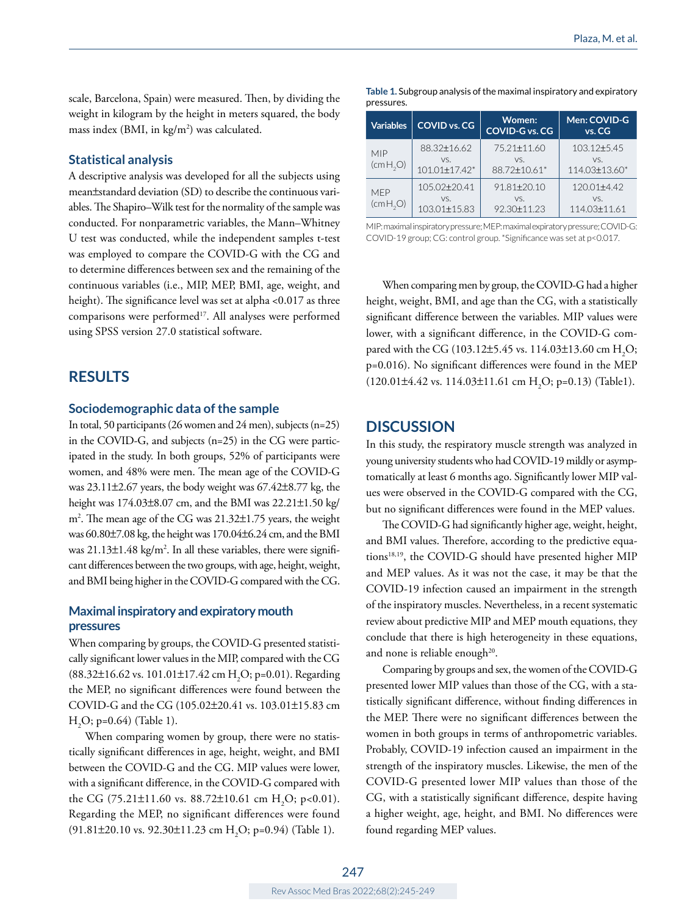scale, Barcelona, Spain) were measured. Then, by dividing the weight in kilogram by the height in meters squared, the body mass index (BMI, in $kg/m^2$) was calculated.

### Statistical analysis

A descriptive analysis was developed for all the subjects using mean±standard deviation (SD) to describe the continuous variables. The Shapiro–Wilk test for the normality of the sample was conducted. For nonparametric variables, the Mann–Whitney U test was conducted, while the independent samples t-test was employed to compare the COVID-G with the CG and to determine differences between sex and the remaining of the continuous variables (i.e., MIP, MEP, BMI, age, weight, and height). The significance level was set at alpha <0.017 as three comparisons were performed[17]. All analyses were performed using SPSS version 27.0 statistical software.

## RESULTS

### Sociodemographic data of the sample

In total, 50 participants (26 women and 24 men), subjects (n=25) in the COVID-G, and subjects (n=25) in the CG were participated in the study. In both groups, 52% of participants were women, and 48% were men. The mean age of the COVID-G was 23.11±2.67 years, the body weight was 67.42±8.77 kg, the height was 174.03±8.07 cm, and the BMI was 22.21±1.50 $kg/m^2$. The mean age of the CG was 21.32±1.75 years, the weight was 60.80±7.08 kg, the height was 170.04±6.24 cm, and the BMI was 21.13±1.48 $kg/m^2$. In all these variables, there were significant differences between the two groups, with age, height, weight, and BMI being higher in the COVID-G compared with the CG.

### Maximal inspiratory and expiratory mouth pressures

When comparing by groups, the COVID-G presented statistically significant lower values in the MIP, compared with the CG (88.32±16.62 vs. 101.01±17.42 cm $H_2O$; p=0.01). Regarding the MEP, no significant differences were found between the COVID-G and the CG (105.02±20.41 vs. 103.01±15.83 cm $H_2O$; p=0.64) (Table 1).

When comparing women by group, there were no statistically significant differences in age, height, weight, and BMI between the COVID-G and the CG. MIP values were lower, with a significant difference, in the COVID-G compared with the CG (75.21±11.60 vs. 88.72±10.61 cm $H_2O$; p<0.01). Regarding the MEP, no significant differences were found (91.81±20.10 vs. 92.30±11.23 cm $H_2O$; p=0.94) (Table 1).

**Table 1.** Subgroup analysis of the maximal inspiratory and expiratory pressures.

| Variables | COVID vs. CG | Women: COVID-G vs. CG | Men: COVID-G vs. CG |
|---|---|---|---|
| MIP (cm $H_2O$) | 88.32±16.62 vs. 101.01±17.42* | 75.21±11.60 vs. 88.72±10.61* | 103.12±5.45 vs. 114.03±13.60* |
| MEP (cm $H_2O$) | 105.02±20.41 vs. 103.01±15.83 | 91.81±20.10 vs. 92.30±11.23 | 120.01±4.42 vs. 114.03±11.61 |

MIP: maximal inspiratory pressure; MEP: maximal expiratory pressure; COVID-G: COVID-19 group; CG: control group. *Significance was set at p<0.017.

When comparing men by group, the COVID-G had a higher height, weight, BMI, and age than the CG, with a statistically significant difference between the variables. MIP values were lower, with a significant difference, in the COVID-G compared with the CG (103.12±5.45 vs. 114.03±13.60 cm $H_2O$; p=0.016). No significant differences were found in the MEP (120.01±4.42 vs. 114.03±11.61 cm $H_2O$; p=0.13) (Table1).

## DISCUSSION

In this study, the respiratory muscle strength was analyzed in young university students who had COVID-19 mildly or asymptomatically at least 6 months ago. Significantly lower MIP values were observed in the COVID-G compared with the CG, but no significant differences were found in the MEP values.

The COVID-G had significantly higher age, weight, height, and BMI values. Therefore, according to the predictive equations[18,19], the COVID-G should have presented higher MIP and MEP values. As it was not the case, it may be that the COVID-19 infection caused an impairment in the strength of the inspiratory muscles. Nevertheless, in a recent systematic review about predictive MIP and MEP mouth equations, they conclude that there is high heterogeneity in these equations, and none is reliable enough[20].

Comparing by groups and sex, the women of the COVID-G presented lower MIP values than those of the CG, with a statistically significant difference, without finding differences in the MEP. There were no significant differences between the women in both groups in terms of anthropometric variables. Probably, COVID-19 infection caused an impairment in the strength of the inspiratory muscles. Likewise, the men of the COVID-G presented lower MIP values than those of the CG, with a statistically significant difference, despite having a higher weight, age, height, and BMI. No differences were found regarding MEP values.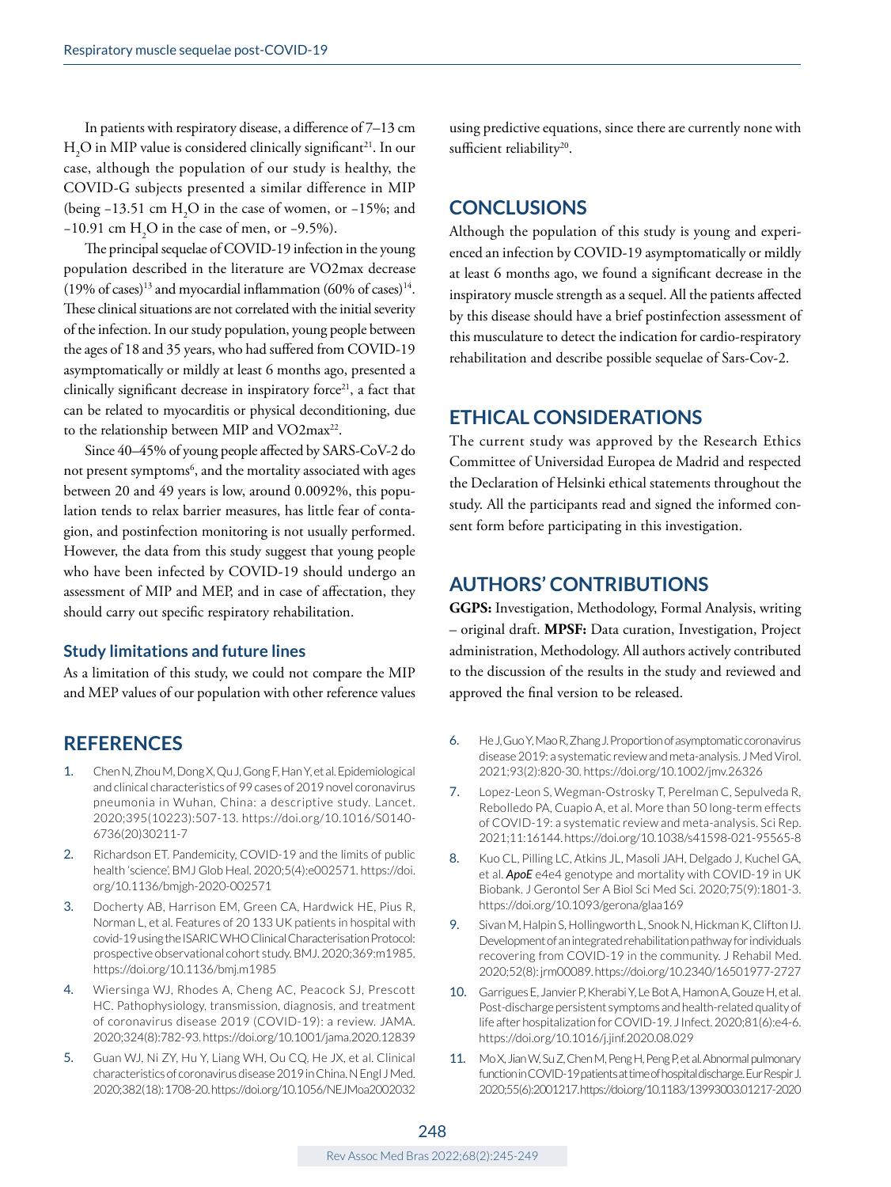In patients with respiratory disease, a difference of 7–13 cm $H_2O$ in MIP value is considered clinically significant[21]. In our case, although the population of our study is healthy, the COVID-G subjects presented a similar difference in MIP (being −13.51 cm $H_2O$ in the case of women, or −15%; and −10.91 cm $H_2O$ in the case of men, or −9.5%).

The principal sequelae of COVID-19 infection in the young population described in the literature are VO2max decrease (19% of cases)[13] and myocardial inflammation (60% of cases)[14]. These clinical situations are not correlated with the initial severity of the infection. In our study population, young people between the ages of 18 and 35 years, who had suffered from COVID-19 asymptomatically or mildly at least 6 months ago, presented a clinically significant decrease in inspiratory force[21], a fact that can be related to myocarditis or physical deconditioning, due to the relationship between MIP and VO2max[22].

Since 40–45% of young people affected by SARS-CoV-2 do not present symptoms[6], and the mortality associated with ages between 20 and 49 years is low, around 0.0092%, this population tends to relax barrier measures, has little fear of contagion, and postinfection monitoring is not usually performed. However, the data from this study suggest that young people who have been infected by COVID-19 should undergo an assessment of MIP and MEP, and in case of affectation, they should carry out specific respiratory rehabilitation.

### Study limitations and future lines

As a limitation of this study, we could not compare the MIP and MEP values of our population with other reference values using predictive equations, since there are currently none with sufficient reliability[20].

## CONCLUSIONS

Although the population of this study is young and experienced an infection by COVID-19 asymptomatically or mildly at least 6 months ago, we found a significant decrease in the inspiratory muscle strength as a sequel. All the patients affected by this disease should have a brief postinfection assessment of this musculature to detect the indication for cardio-respiratory rehabilitation and describe possible sequelae of Sars-Cov-2.

## ETHICAL CONSIDERATIONS

The current study was approved by the Research Ethics Committee of Universidad Europea de Madrid and respected the Declaration of Helsinki ethical statements throughout the study. All the participants read and signed the informed consent form before participating in this investigation.

## AUTHORS' CONTRIBUTIONS

**GGPS:** Investigation, Methodology, Formal Analysis, writing – original draft. **MPSF:** Data curation, Investigation, Project administration, Methodology. All authors actively contributed to the discussion of the results in the study and reviewed and approved the final version to be released.

## REFERENCES

1. Chen N, Zhou M, Dong X, Qu J, Gong F, Han Y, et al. Epidemiological and clinical characteristics of 99 cases of 2019 novel coronavirus pneumonia in Wuhan, China: a descriptive study. Lancet. 2020;395(10223):507-13. https://doi.org/10.1016/S0140-6736(20)30211-7
2. Richardson ET. Pandemicity, COVID-19 and the limits of public health 'science'. BMJ Glob Heal. 2020;5(4):e002571. https://doi.org/10.1136/bmjgh-2020-002571
3. Docherty AB, Harrison EM, Green CA, Hardwick HE, Pius R, Norman L, et al. Features of 20 133 UK patients in hospital with covid-19 using the ISARIC WHO Clinical Characterisation Protocol: prospective observational cohort study. BMJ. 2020;369:m1985. https://doi.org/10.1136/bmj.m1985
4. Wiersinga WJ, Rhodes A, Cheng AC, Peacock SJ, Prescott HC. Pathophysiology, transmission, diagnosis, and treatment of coronavirus disease 2019 (COVID-19): a review. JAMA. 2020;324(8):782-93. https://doi.org/10.1001/jama.2020.12839
5. Guan WJ, Ni ZY, Hu Y, Liang WH, Ou CQ, He JX, et al. Clinical characteristics of coronavirus disease 2019 in China. N Engl J Med. 2020;382(18):1708-20. https://doi.org/10.1056/NEJMoa2002032
6. He J, Guo Y, Mao R, Zhang J. Proportion of asymptomatic coronavirus disease 2019: a systematic review and meta-analysis. J Med Virol. 2021;93(2):820-30. https://doi.org/10.1002/jmv.26326
7. Lopez-Leon S, Wegman-Ostrosky T, Perelman C, Sepulveda R, Rebolledo PA, Cuapio A, et al. More than 50 long-term effects of COVID-19: a systematic review and meta-analysis. Sci Rep. 2021;11:16144. https://doi.org/10.1038/s41598-021-95565-8
8. Kuo CL, Pilling LC, Atkins JL, Masoli JAH, Delgado J, Kuchel GA, et al. *ApoE* e4e4 genotype and mortality with COVID-19 in UK Biobank. J Gerontol Ser A Biol Sci Med Sci. 2020;75(9):1801-3. https://doi.org/10.1093/gerona/glaa169
9. Sivan M, Halpin S, Hollingworth L, Snook N, Hickman K, Clifton IJ. Development of an integrated rehabilitation pathway for individuals recovering from COVID-19 in the community. J Rehabil Med. 2020;52(8):jrm00089. https://doi.org/10.2340/16501977-2727
10. Garrigues E, Janvier P, Kherabi Y, Le Bot A, Hamon A, Gouze H, et al. Post-discharge persistent symptoms and health-related quality of life after hospitalization for COVID-19. J Infect. 2020;81(6):e4-6. https://doi.org/10.1016/j.jinf.2020.08.029
11. Mo X, Jian W, Su Z, Chen M, Peng H, Peng P, et al. Abnormal pulmonary function in COVID-19 patients at time of hospital discharge. Eur Respir J. 2020;55(6):2001217. https://doi.org/10.1183/13993003.01217-2020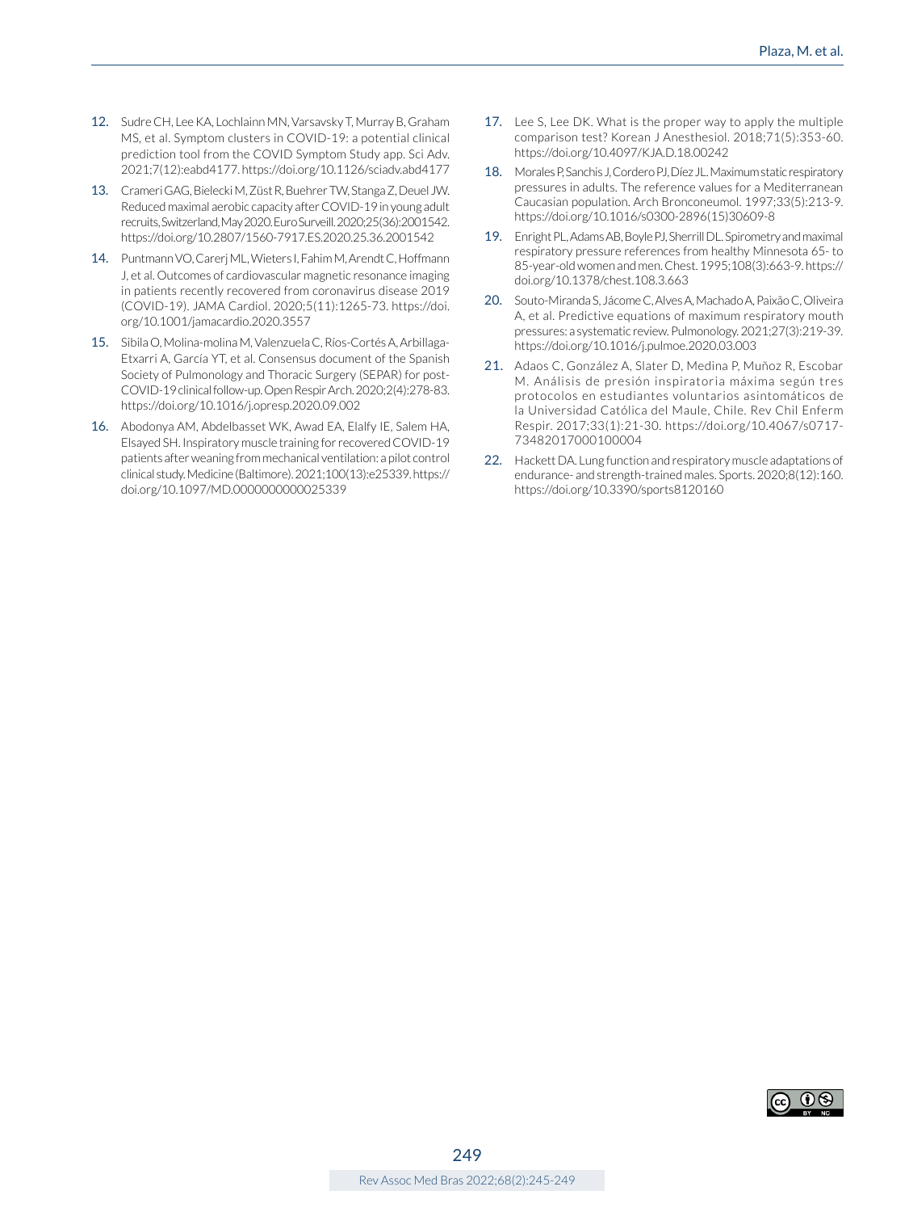12. Sudre CH, Lee KA, Lochlainn MN, Varsavsky T, Murray B, Graham MS, et al. Symptom clusters in COVID-19: a potential clinical prediction tool from the COVID Symptom Study app. Sci Adv. 2021;7(12):eabd4177. https://doi.org/10.1126/sciadv.abd4177
13. Crameri GAG, Bielecki M, Züst R, Buehrer TW, Stanga Z, Deuel JW. Reduced maximal aerobic capacity after COVID-19 in young adult recruits, Switzerland, May 2020. Euro Surveill. 2020;25(36):2001542. https://doi.org/10.2807/1560-7917.ES.2020.25.36.2001542
14. Puntmann VO, Carerj ML, Wieters I, Fahim M, Arendt C, Hoffmann J, et al. Outcomes of cardiovascular magnetic resonance imaging in patients recently recovered from coronavirus disease 2019 (COVID-19). JAMA Cardiol. 2020;5(11):1265-73. https://doi.org/10.1001/jamacardio.2020.3557
15. Sibila O, Molina-molina M, Valenzuela C, Ríos-Cortés A, Arbillaga-Etxarri A, García YT, et al. Consensus document of the Spanish Society of Pulmonology and Thoracic Surgery (SEPAR) for post-COVID-19 clinical follow-up. Open Respir Arch. 2020;2(4):278-83. https://doi.org/10.1016/j.opresp.2020.09.002
16. Abodonya AM, Abdelbasset WK, Awad EA, Elalfy IE, Salem HA, Elsayed SH. Inspiratory muscle training for recovered COVID-19 patients after weaning from mechanical ventilation: a pilot control clinical study. Medicine (Baltimore). 2021;100(13):e25339. https://doi.org/10.1097/MD.0000000000025339
17. Lee S, Lee DK. What is the proper way to apply the multiple comparison test? Korean J Anesthesiol. 2018;71(5):353-60. https://doi.org/10.4097/KJA.D.18.00242
18. Morales P, Sanchis J, Cordero PJ, Díez JL. Maximum static respiratory pressures in adults. The reference values for a Mediterranean Caucasian population. Arch Bronconeumol. 1997;33(5):213-9. https://doi.org/10.1016/s0300-2896(15)30609-8
19. Enright PL, Adams AB, Boyle PJ, Sherrill DL. Spirometry and maximal respiratory pressure references from healthy Minnesota 65- to 85-year-old women and men. Chest. 1995;108(3):663-9. https://doi.org/10.1378/chest.108.3.663
20. Souto-Miranda S, Jácome C, Alves A, Machado A, Paixão C, Oliveira A, et al. Predictive equations of maximum respiratory mouth pressures: a systematic review. Pulmonology. 2021;27(3):219-39. https://doi.org/10.1016/j.pulmoe.2020.03.003
21. Adaos C, González A, Slater D, Medina P, Muñoz R, Escobar M. Análisis de presión inspiratoria máxima según tres protocolos en estudiantes voluntarios asintomáticos de la Universidad Católica del Maule, Chile. Rev Chil Enferm Respir. 2017;33(1):21-30. https://doi.org/10.4067/s0717-73482017000100004
22. Hackett DA. Lung function and respiratory muscle adaptations of endurance- and strength-trained males. Sports. 2020;8(12):160. https://doi.org/10.3390/sports8120160